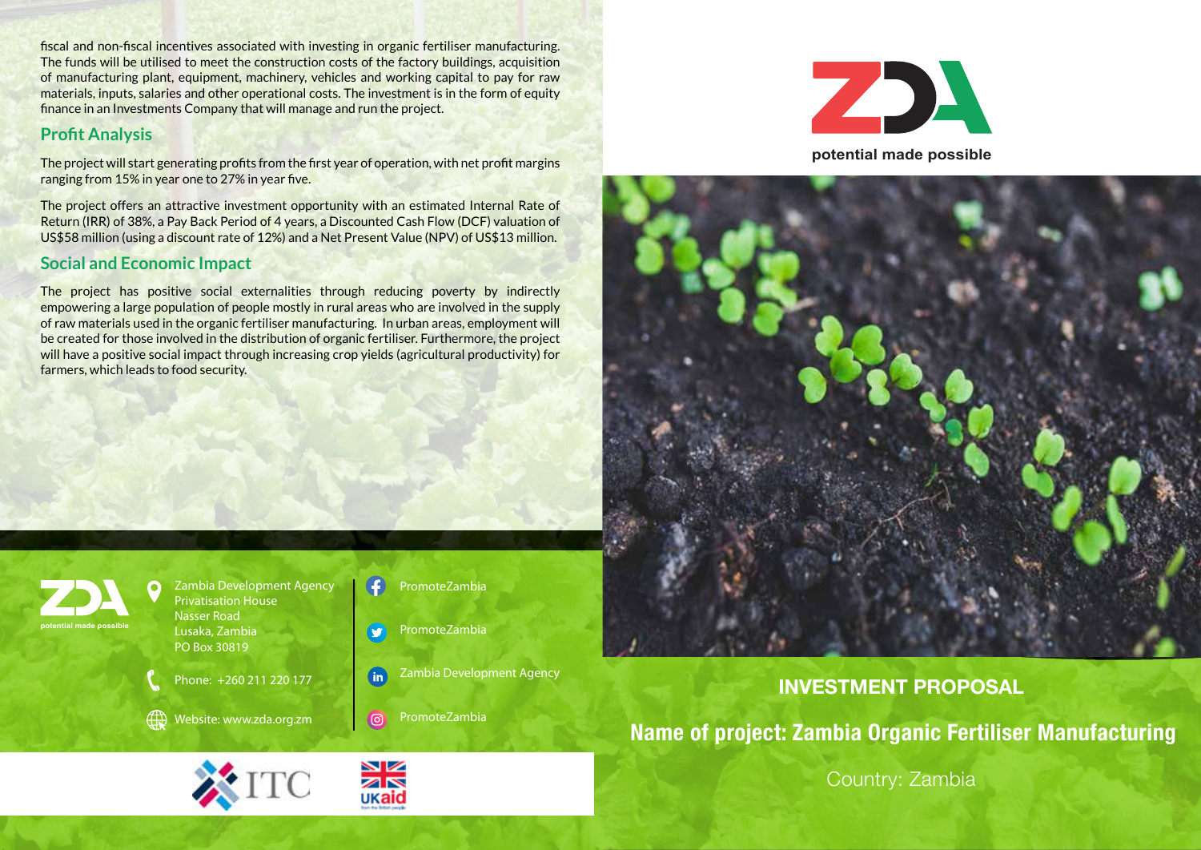fiscal and non-fiscal incentives associated with investing in organic fertiliser manufacturing. The funds will be utilised to meet the construction costs of the factory buildings, acquisition of manufacturing plant, equipment, machinery, vehicles and working capital to pay for raw materials, inputs, salaries and other operational costs. The investment is in the form of equity finance in an Investments Company that will manage and run the project.

## Profit Analysis

The project will start generating profits from the first year of operation, with net profit margins ranging from 15% in year one to 27% in year five.

The project offers an attractive investment opportunity with an estimated Internal Rate of Return (IRR) of 38%, a Pay Back Period of 4 years, a Discounted Cash Flow (DCF) valuation of US$58 million (using a discount rate of 12%) and a Net Present Value (NPV) of US$13 million.

## Social and Economic Impact

The project has positive social externalities through reducing poverty by indirectly empowering a large population of people mostly in rural areas who are involved in the supply of raw materials used in the organic fertiliser manufacturing. In urban areas, employment will be created for those involved in the distribution of organic fertiliser. Furthermore, the project will have a positive social impact through increasing crop yields (agricultural productivity) for farmers, which leads to food security.

ZDA potential made possible

Zambia Development Agency
Privatisation House
Nasser Road
Lusaka, Zambia
PO Box 30819

Phone: +260 211 220 177

Website: www.zda.org.zm

PromoteZambia

PromoteZambia

Zambia Development Agency

PromoteZambia

ITC

UKaid from the British people

ZDA

potential made possible

# INVESTMENT PROPOSAL

## Name of project: Zambia Organic Fertiliser Manufacturing

Country: Zambia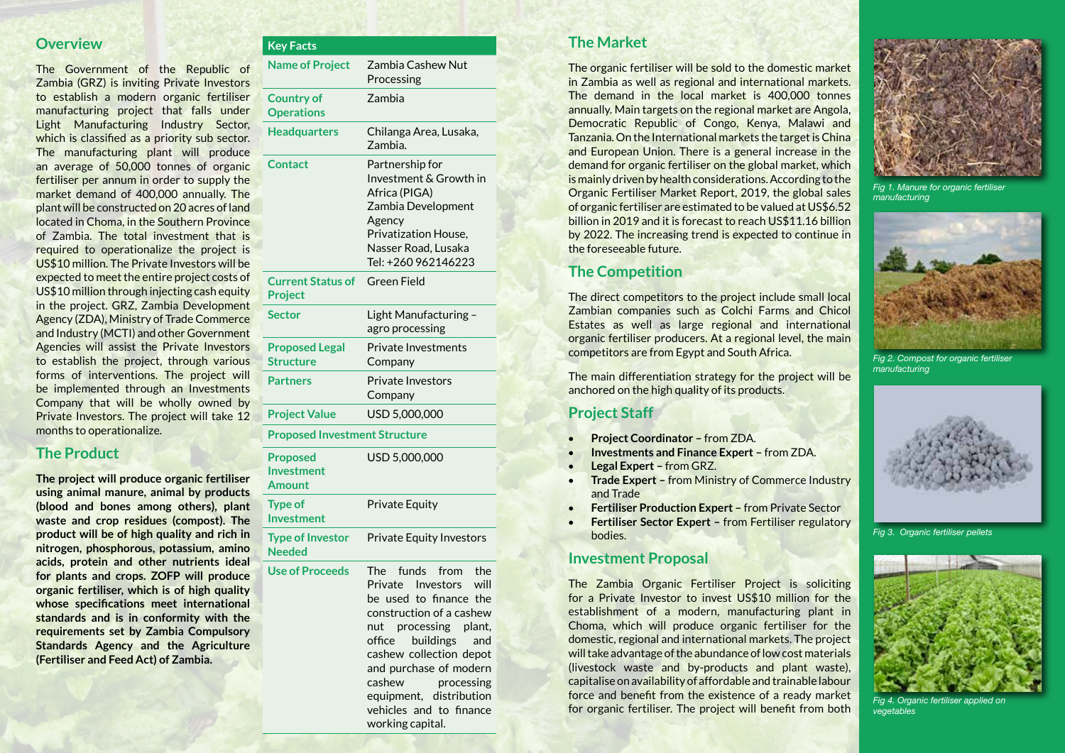## Overview

The Government of the Republic of Zambia (GRZ) is inviting Private Investors to establish a modern organic fertiliser manufacturing project that falls under Light Manufacturing Industry Sector, which is classified as a priority sub sector. The manufacturing plant will produce an average of 50,000 tonnes of organic fertiliser per annum in order to supply the market demand of 400,000 annually. The plant will be constructed on 20 acres of land located in Choma, in the Southern Province of Zambia. The total investment that is required to operationalize the project is US$10 million. The Private Investors will be expected to meet the entire project costs of US$10 million through injecting cash equity in the project. GRZ, Zambia Development Agency (ZDA), Ministry of Trade Commerce and Industry (MCTI) and other Government Agencies will assist the Private Investors to establish the project, through various forms of interventions. The project will be implemented through an Investments Company that will be wholly owned by Private Investors. The project will take 12 months to operationalize.

## The Product

**The project will produce organic fertiliser using animal manure, animal by products (blood and bones among others), plant waste and crop residues (compost). The product will be of high quality and rich in nitrogen, phosphorous, potassium, amino acids, protein and other nutrients ideal for plants and crops. ZOFP will produce organic fertiliser, which is of high quality whose specifications meet international standards and is in conformity with the requirements set by Zambia Compulsory Standards Agency and the Agriculture (Fertiliser and Feed Act) of Zambia.**

| Key Facts | |
|---|---|
| Name of Project | Zambia Cashew Nut Processing |
| Country of Operations | Zambia |
| Headquarters | Chilanga Area, Lusaka, Zambia. |
| Contact | Partnership for Investment & Growth in Africa (PIGA)<br>Zambia Development Agency<br>Privatization House, Nasser Road, Lusaka<br>Tel: +260 962146223 |
| Current Status of Project | Green Field |
| Sector | Light Manufacturing – agro processing |
| Proposed Legal Structure | Private Investments Company |
| Partners | Private Investors Company |
| Project Value | USD 5,000,000 |
| **Proposed Investment Structure** | |
| Proposed Investment Amount | USD 5,000,000 |
| Type of Investment | Private Equity |
| Type of Investor Needed | Private Equity Investors |
| Use of Proceeds | The funds from the Private Investors will be used to finance the construction of a cashew nut processing plant, office buildings and cashew collection depot and purchase of modern cashew processing equipment, distribution vehicles and to finance working capital. |

## The Market

The organic fertiliser will be sold to the domestic market in Zambia as well as regional and international markets. The demand in the local market is 400,000 tonnes annually. Main targets on the regional market are Angola, Democratic Republic of Congo, Kenya, Malawi and Tanzania. On the International markets the target is China and European Union. There is a general increase in the demand for organic fertiliser on the global market, which is mainly driven by health considerations. According to the Organic Fertiliser Market Report, 2019, the global sales of organic fertiliser are estimated to be valued at US$6.52 billion in 2019 and it is forecast to reach US$11.16 billion by 2022. The increasing trend is expected to continue in the foreseeable future.

## The Competition

The direct competitors to the project include small local Zambian companies such as Colchi Farms and Chicol Estates as well as large regional and international organic fertiliser producers. At a regional level, the main competitors are from Egypt and South Africa.

The main differentiation strategy for the project will be anchored on the high quality of its products.

## Project Staff

- **Project Coordinator –** from ZDA.
- **Investments and Finance Expert –** from ZDA.
- **Legal Expert –** from GRZ.
- **Trade Expert –** from Ministry of Commerce Industry and Trade
- **Fertiliser Production Expert –** from Private Sector
- **Fertiliser Sector Expert –** from Fertiliser regulatory bodies.

## Investment Proposal

The Zambia Organic Fertiliser Project is soliciting for a Private Investor to invest US$10 million for the establishment of a modern, manufacturing plant in Choma, which will produce organic fertiliser for the domestic, regional and international markets. The project will take advantage of the abundance of low cost materials (livestock waste and by-products and plant waste), capitalise on availability of affordable and trainable labour force and benefit from the existence of a ready market for organic fertiliser. The project will benefit from both

*Fig 1. Manure for organic fertiliser manufacturing*

*Fig 2. Compost for organic fertiliser manufacturing*

*Fig 3. Organic fertiliser pellets*

*Fig 4. Organic fertiliser applied on vegetables*